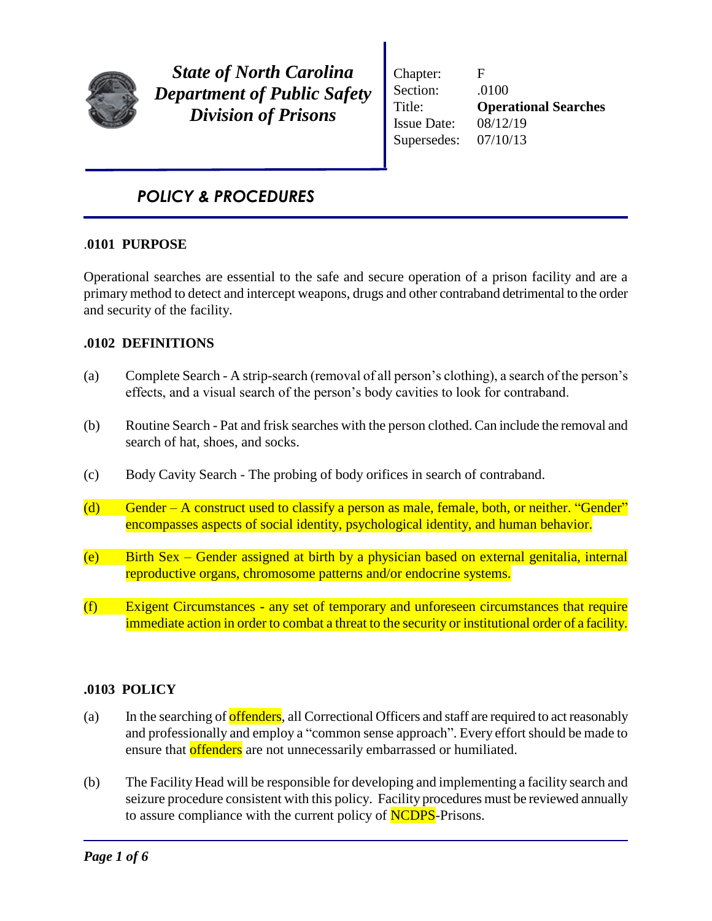# State of North Carolina
# Department of Public Safety
# Division of Prisons

| | |
|---|---|
| Chapter: | F |
| Section: | .0100 |
| Title: | **Operational Searches** |
| Issue Date: | 08/12/19 |
| Supersedes: | 07/10/13 |

## *POLICY & PROCEDURES*

### .0101 PURPOSE

Operational searches are essential to the safe and secure operation of a prison facility and are a primary method to detect and intercept weapons, drugs and other contraband detrimental to the order and security of the facility.

### .0102 DEFINITIONS

(a) Complete Search - A strip-search (removal of all person's clothing), a search of the person's effects, and a visual search of the person's body cavities to look for contraband.

(b) Routine Search - Pat and frisk searches with the person clothed. Can include the removal and search of hat, shoes, and socks.

(c) Body Cavity Search - The probing of body orifices in search of contraband.

(d) Gender – A construct used to classify a person as male, female, both, or neither. "Gender" encompasses aspects of social identity, psychological identity, and human behavior.

(e) Birth Sex – Gender assigned at birth by a physician based on external genitalia, internal reproductive organs, chromosome patterns and/or endocrine systems.

(f) Exigent Circumstances - any set of temporary and unforeseen circumstances that require immediate action in order to combat a threat to the security or institutional order of a facility.

### .0103 POLICY

(a) In the searching of offenders, all Correctional Officers and staff are required to act reasonably and professionally and employ a "common sense approach". Every effort should be made to ensure that offenders are not unnecessarily embarrassed or humiliated.

(b) The Facility Head will be responsible for developing and implementing a facility search and seizure procedure consistent with this policy. Facility procedures must be reviewed annually to assure compliance with the current policy of NCDPS-Prisons.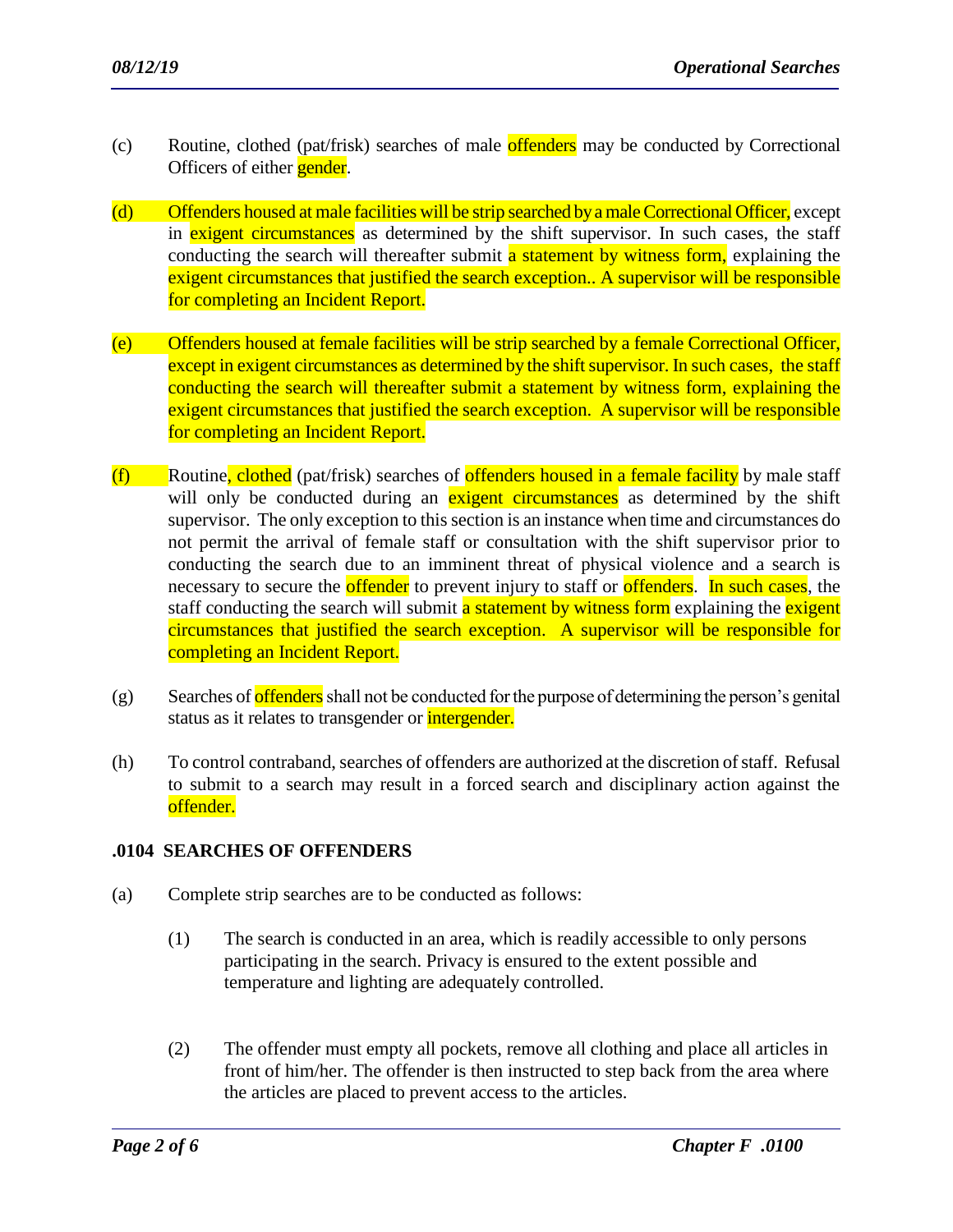(c) Routine, clothed (pat/frisk) searches of male offenders may be conducted by Correctional Officers of either gender.

(d) Offenders housed at male facilities will be strip searched by a male Correctional Officer, except in exigent circumstances as determined by the shift supervisor. In such cases, the staff conducting the search will thereafter submit a statement by witness form, explaining the exigent circumstances that justified the search exception.. A supervisor will be responsible for completing an Incident Report.

(e) Offenders housed at female facilities will be strip searched by a female Correctional Officer, except in exigent circumstances as determined by the shift supervisor. In such cases, the staff conducting the search will thereafter submit a statement by witness form, explaining the exigent circumstances that justified the search exception. A supervisor will be responsible for completing an Incident Report.

(f) Routine, clothed (pat/frisk) searches of offenders housed in a female facility by male staff will only be conducted during an exigent circumstances as determined by the shift supervisor. The only exception to this section is an instance when time and circumstances do not permit the arrival of female staff or consultation with the shift supervisor prior to conducting the search due to an imminent threat of physical violence and a search is necessary to secure the offender to prevent injury to staff or offenders. In such cases, the staff conducting the search will submit a statement by witness form explaining the exigent circumstances that justified the search exception. A supervisor will be responsible for completing an Incident Report.

(g) Searches of offenders shall not be conducted for the purpose of determining the person's genital status as it relates to transgender or intergender.

(h) To control contraband, searches of offenders are authorized at the discretion of staff. Refusal to submit to a search may result in a forced search and disciplinary action against the offender.

**.0104 SEARCHES OF OFFENDERS**

(a) Complete strip searches are to be conducted as follows:

(1) The search is conducted in an area, which is readily accessible to only persons participating in the search. Privacy is ensured to the extent possible and temperature and lighting are adequately controlled.

(2) The offender must empty all pockets, remove all clothing and place all articles in front of him/her. The offender is then instructed to step back from the area where the articles are placed to prevent access to the articles.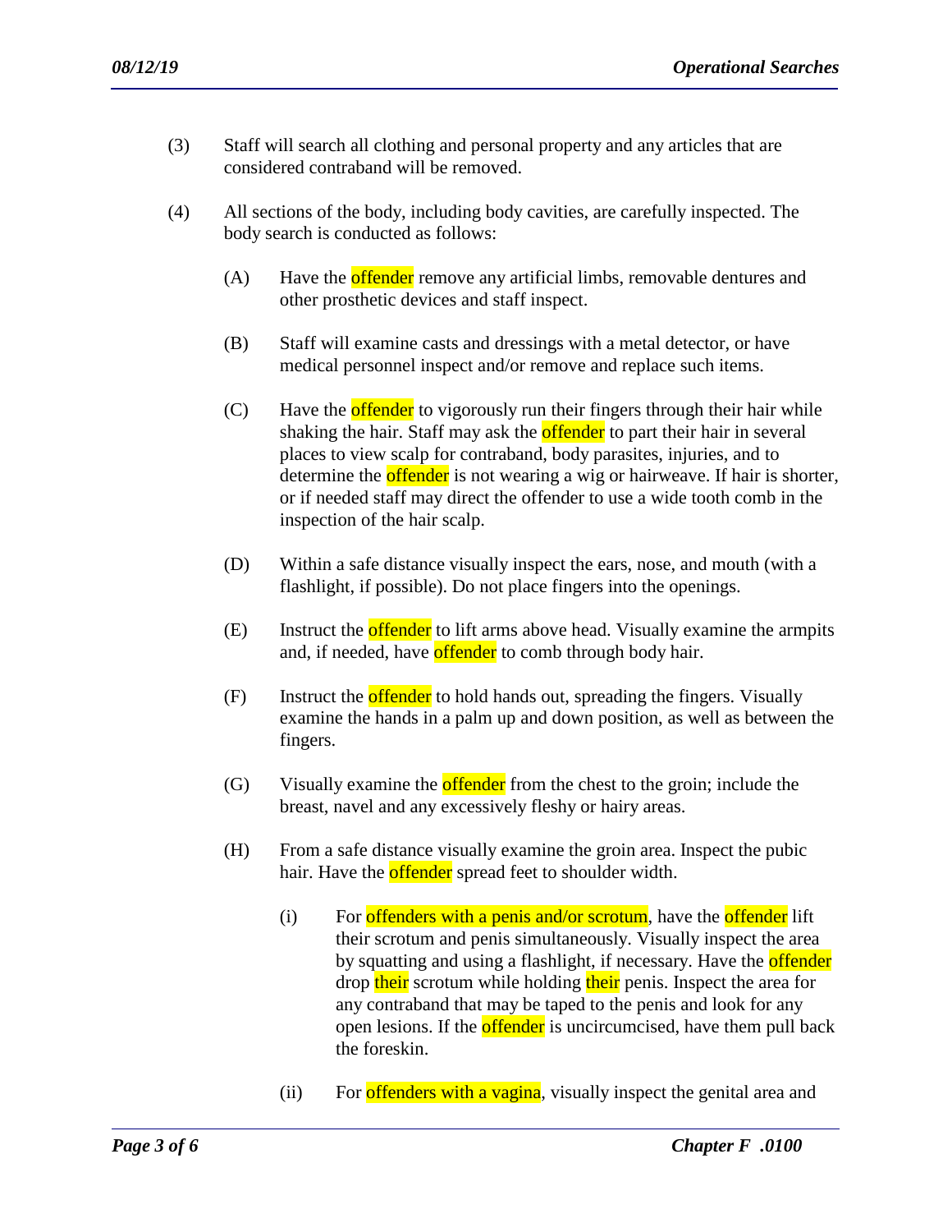(3) Staff will search all clothing and personal property and any articles that are considered contraband will be removed.

(4) All sections of the body, including body cavities, are carefully inspected. The body search is conducted as follows:

(A) Have the offender remove any artificial limbs, removable dentures and other prosthetic devices and staff inspect.

(B) Staff will examine casts and dressings with a metal detector, or have medical personnel inspect and/or remove and replace such items.

(C) Have the offender to vigorously run their fingers through their hair while shaking the hair. Staff may ask the offender to part their hair in several places to view scalp for contraband, body parasites, injuries, and to determine the offender is not wearing a wig or hairweave. If hair is shorter, or if needed staff may direct the offender to use a wide tooth comb in the inspection of the hair scalp.

(D) Within a safe distance visually inspect the ears, nose, and mouth (with a flashlight, if possible). Do not place fingers into the openings.

(E) Instruct the offender to lift arms above head. Visually examine the armpits and, if needed, have offender to comb through body hair.

(F) Instruct the offender to hold hands out, spreading the fingers. Visually examine the hands in a palm up and down position, as well as between the fingers.

(G) Visually examine the offender from the chest to the groin; include the breast, navel and any excessively fleshy or hairy areas.

(H) From a safe distance visually examine the groin area. Inspect the pubic hair. Have the offender spread feet to shoulder width.

(i) For offenders with a penis and/or scrotum, have the offender lift their scrotum and penis simultaneously. Visually inspect the area by squatting and using a flashlight, if necessary. Have the offender drop their scrotum while holding their penis. Inspect the area for any contraband that may be taped to the penis and look for any open lesions. If the offender is uncircumcised, have them pull back the foreskin.

(ii) For offenders with a vagina, visually inspect the genital area and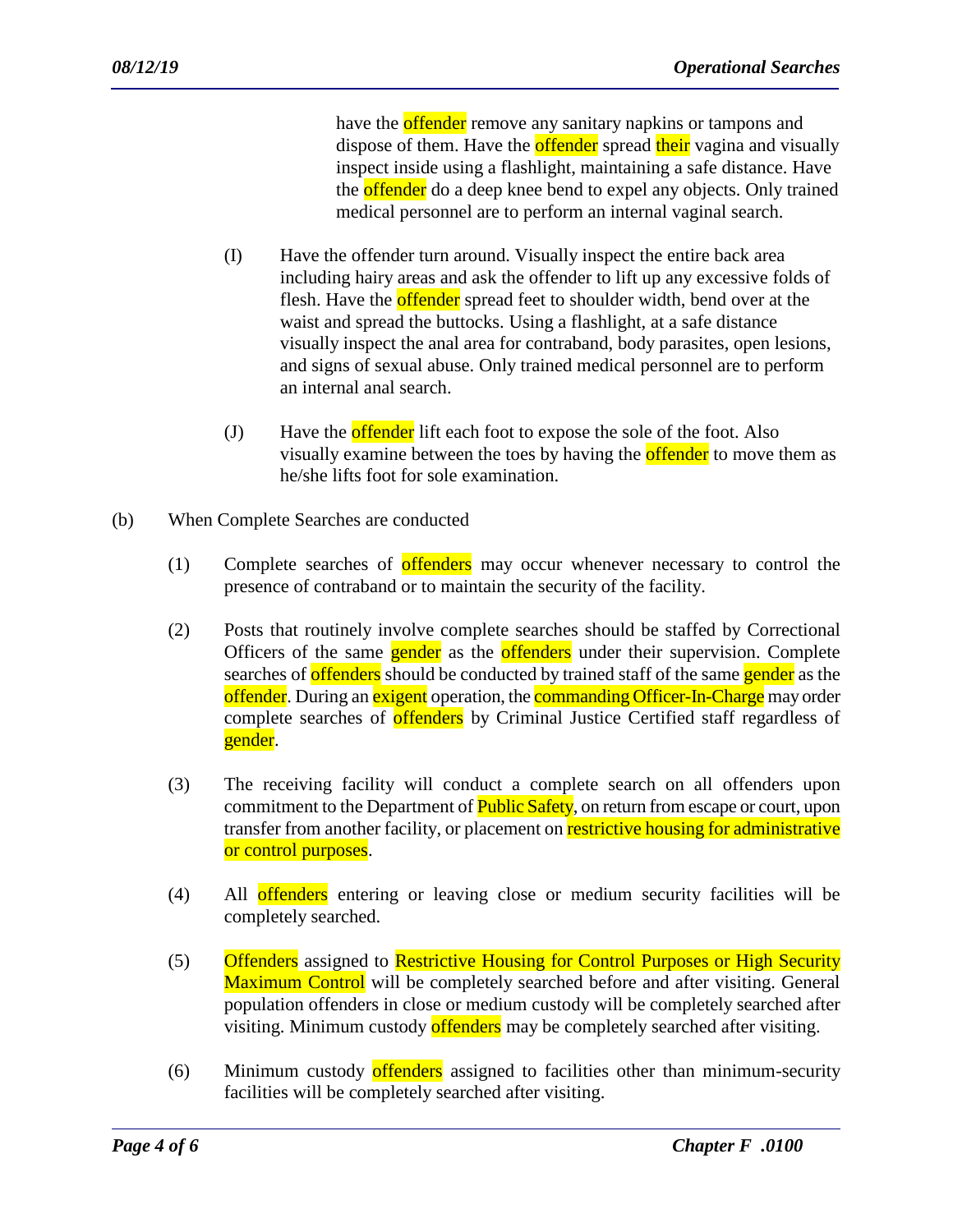have the offender remove any sanitary napkins or tampons and dispose of them. Have the offender spread their vagina and visually inspect inside using a flashlight, maintaining a safe distance. Have the offender do a deep knee bend to expel any objects. Only trained medical personnel are to perform an internal vaginal search.

(I) Have the offender turn around. Visually inspect the entire back area including hairy areas and ask the offender to lift up any excessive folds of flesh. Have the offender spread feet to shoulder width, bend over at the waist and spread the buttocks. Using a flashlight, at a safe distance visually inspect the anal area for contraband, body parasites, open lesions, and signs of sexual abuse. Only trained medical personnel are to perform an internal anal search.

(J) Have the offender lift each foot to expose the sole of the foot. Also visually examine between the toes by having the offender to move them as he/she lifts foot for sole examination.

(b) When Complete Searches are conducted

(1) Complete searches of offenders may occur whenever necessary to control the presence of contraband or to maintain the security of the facility.

(2) Posts that routinely involve complete searches should be staffed by Correctional Officers of the same gender as the offenders under their supervision. Complete searches of offenders should be conducted by trained staff of the same gender as the offender. During an exigent operation, the commanding Officer-In-Charge may order complete searches of offenders by Criminal Justice Certified staff regardless of gender.

(3) The receiving facility will conduct a complete search on all offenders upon commitment to the Department of Public Safety, on return from escape or court, upon transfer from another facility, or placement on restrictive housing for administrative or control purposes.

(4) All offenders entering or leaving close or medium security facilities will be completely searched.

(5) Offenders assigned to Restrictive Housing for Control Purposes or High Security Maximum Control will be completely searched before and after visiting. General population offenders in close or medium custody will be completely searched after visiting. Minimum custody offenders may be completely searched after visiting.

(6) Minimum custody offenders assigned to facilities other than minimum-security facilities will be completely searched after visiting.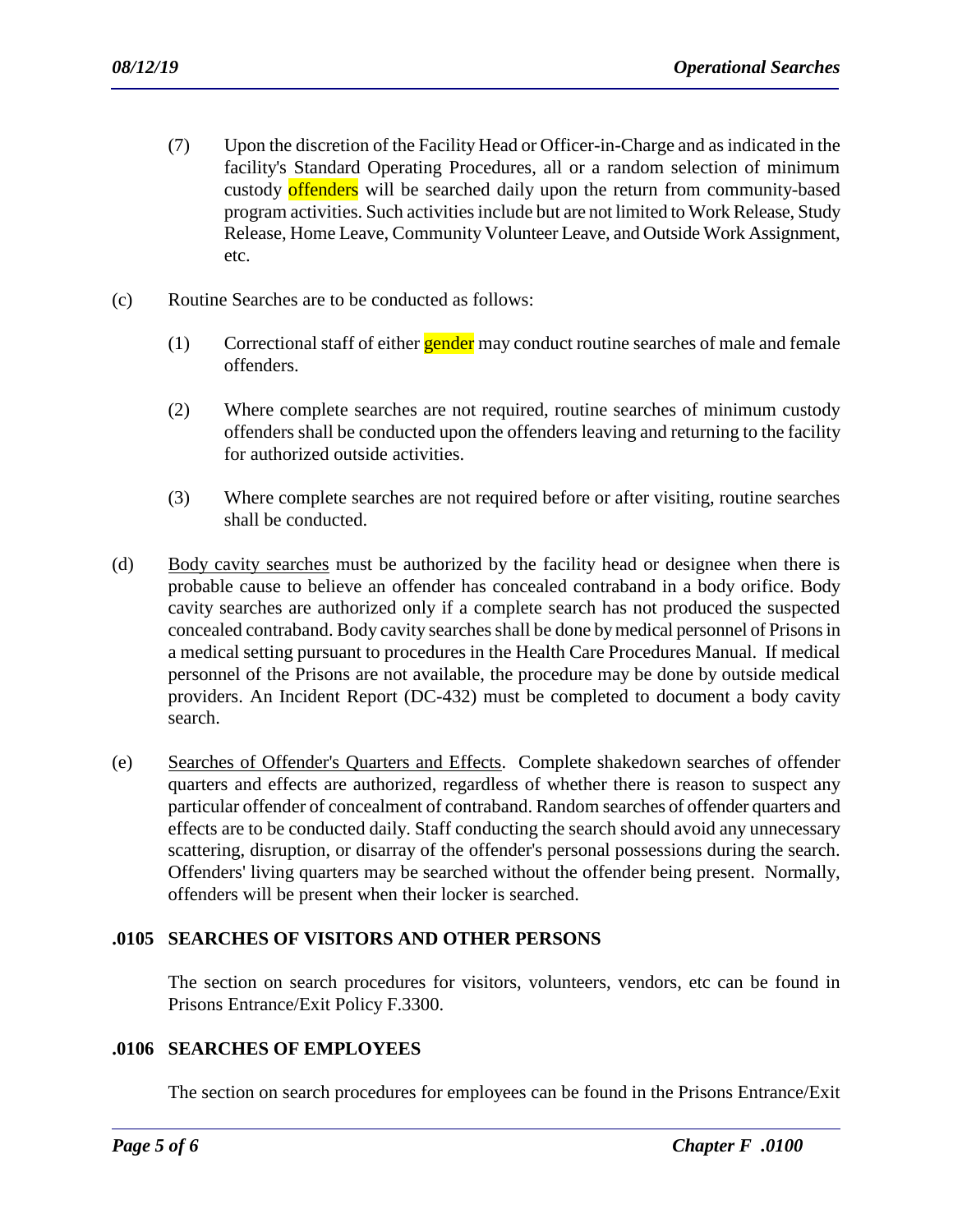(7) Upon the discretion of the Facility Head or Officer-in-Charge and as indicated in the facility's Standard Operating Procedures, all or a random selection of minimum custody offenders will be searched daily upon the return from community-based program activities. Such activities include but are not limited to Work Release, Study Release, Home Leave, Community Volunteer Leave, and Outside Work Assignment, etc.

(c) Routine Searches are to be conducted as follows:

(1) Correctional staff of either gender may conduct routine searches of male and female offenders.

(2) Where complete searches are not required, routine searches of minimum custody offenders shall be conducted upon the offenders leaving and returning to the facility for authorized outside activities.

(3) Where complete searches are not required before or after visiting, routine searches shall be conducted.

(d) Body cavity searches must be authorized by the facility head or designee when there is probable cause to believe an offender has concealed contraband in a body orifice. Body cavity searches are authorized only if a complete search has not produced the suspected concealed contraband. Body cavity searches shall be done by medical personnel of Prisons in a medical setting pursuant to procedures in the Health Care Procedures Manual. If medical personnel of the Prisons are not available, the procedure may be done by outside medical providers. An Incident Report (DC-432) must be completed to document a body cavity search.

(e) Searches of Offender's Quarters and Effects. Complete shakedown searches of offender quarters and effects are authorized, regardless of whether there is reason to suspect any particular offender of concealment of contraband. Random searches of offender quarters and effects are to be conducted daily. Staff conducting the search should avoid any unnecessary scattering, disruption, or disarray of the offender's personal possessions during the search. Offenders' living quarters may be searched without the offender being present. Normally, offenders will be present when their locker is searched.

## .0105 SEARCHES OF VISITORS AND OTHER PERSONS

The section on search procedures for visitors, volunteers, vendors, etc can be found in Prisons Entrance/Exit Policy F.3300.

## .0106 SEARCHES OF EMPLOYEES

The section on search procedures for employees can be found in the Prisons Entrance/Exit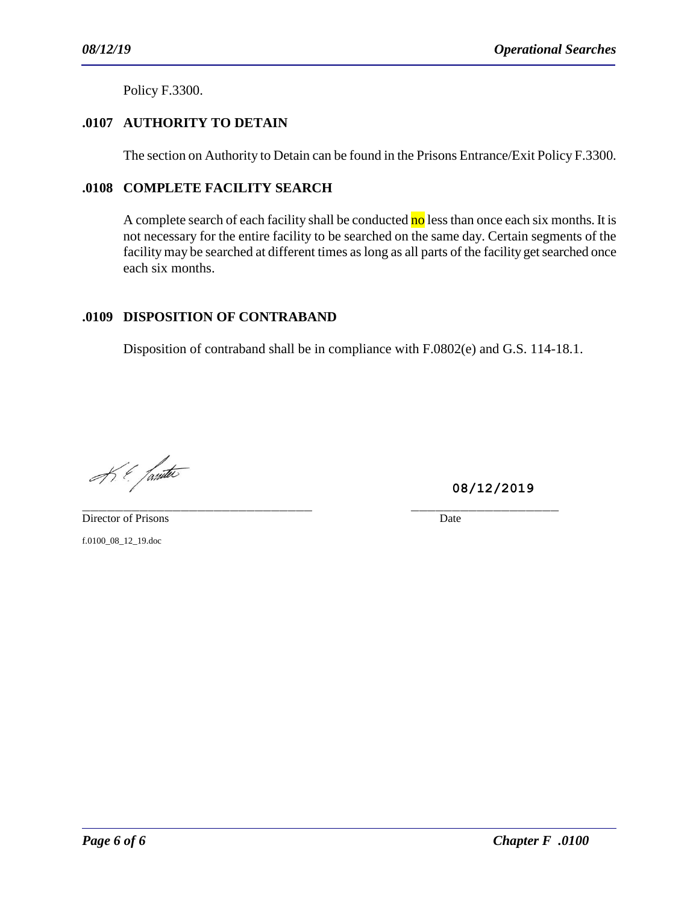Policy F.3300.

### .0107 AUTHORITY TO DETAIN

The section on Authority to Detain can be found in the Prisons Entrance/Exit Policy F.3300.

### .0108 COMPLETE FACILITY SEARCH

A complete search of each facility shall be conducted no less than once each six months. It is not necessary for the entire facility to be searched on the same day. Certain segments of the facility may be searched at different times as long as all parts of the facility get searched once each six months.

### .0109 DISPOSITION OF CONTRABAND

Disposition of contraband shall be in compliance with F.0802(e) and G.S. 114-18.1.

08/12/2019

Director of Prisons    Date

f.0100_08_12_19.doc